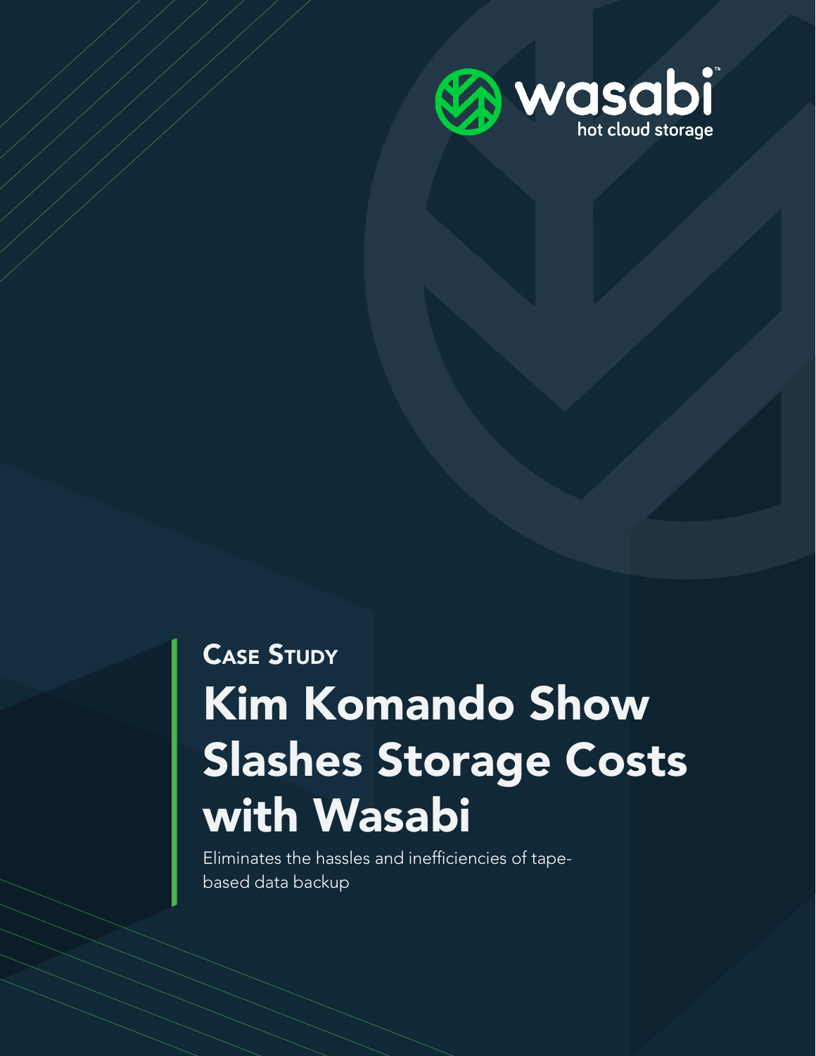wasabi

hot cloud storage

## Case Study

# Kim Komando Show Slashes Storage Costs with Wasabi

Eliminates the hassles and inefficiencies of tape-based data backup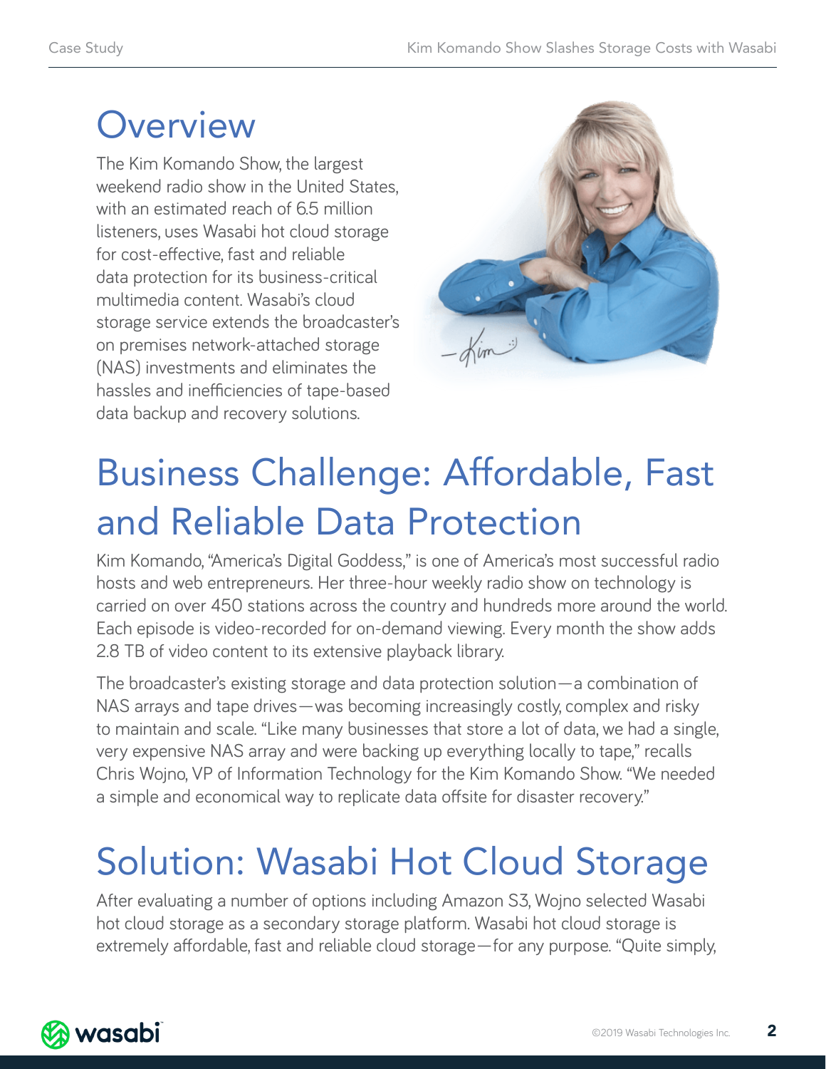# Overview

The Kim Komando Show, the largest weekend radio show in the United States, with an estimated reach of 6.5 million listeners, uses Wasabi hot cloud storage for cost-effective, fast and reliable data protection for its business-critical multimedia content. Wasabi's cloud storage service extends the broadcaster's on premises network-attached storage (NAS) investments and eliminates the hassles and inefficiencies of tape-based data backup and recovery solutions.

# Business Challenge: Affordable, Fast and Reliable Data Protection

Kim Komando, "America's Digital Goddess," is one of America's most successful radio hosts and web entrepreneurs. Her three-hour weekly radio show on technology is carried on over 450 stations across the country and hundreds more around the world. Each episode is video-recorded for on-demand viewing. Every month the show adds 2.8 TB of video content to its extensive playback library.

The broadcaster's existing storage and data protection solution—a combination of NAS arrays and tape drives—was becoming increasingly costly, complex and risky to maintain and scale. "Like many businesses that store a lot of data, we had a single, very expensive NAS array and were backing up everything locally to tape," recalls Chris Wojno, VP of Information Technology for the Kim Komando Show. "We needed a simple and economical way to replicate data offsite for disaster recovery."

# Solution: Wasabi Hot Cloud Storage

After evaluating a number of options including Amazon S3, Wojno selected Wasabi hot cloud storage as a secondary storage platform. Wasabi hot cloud storage is extremely affordable, fast and reliable cloud storage—for any purpose. "Quite simply,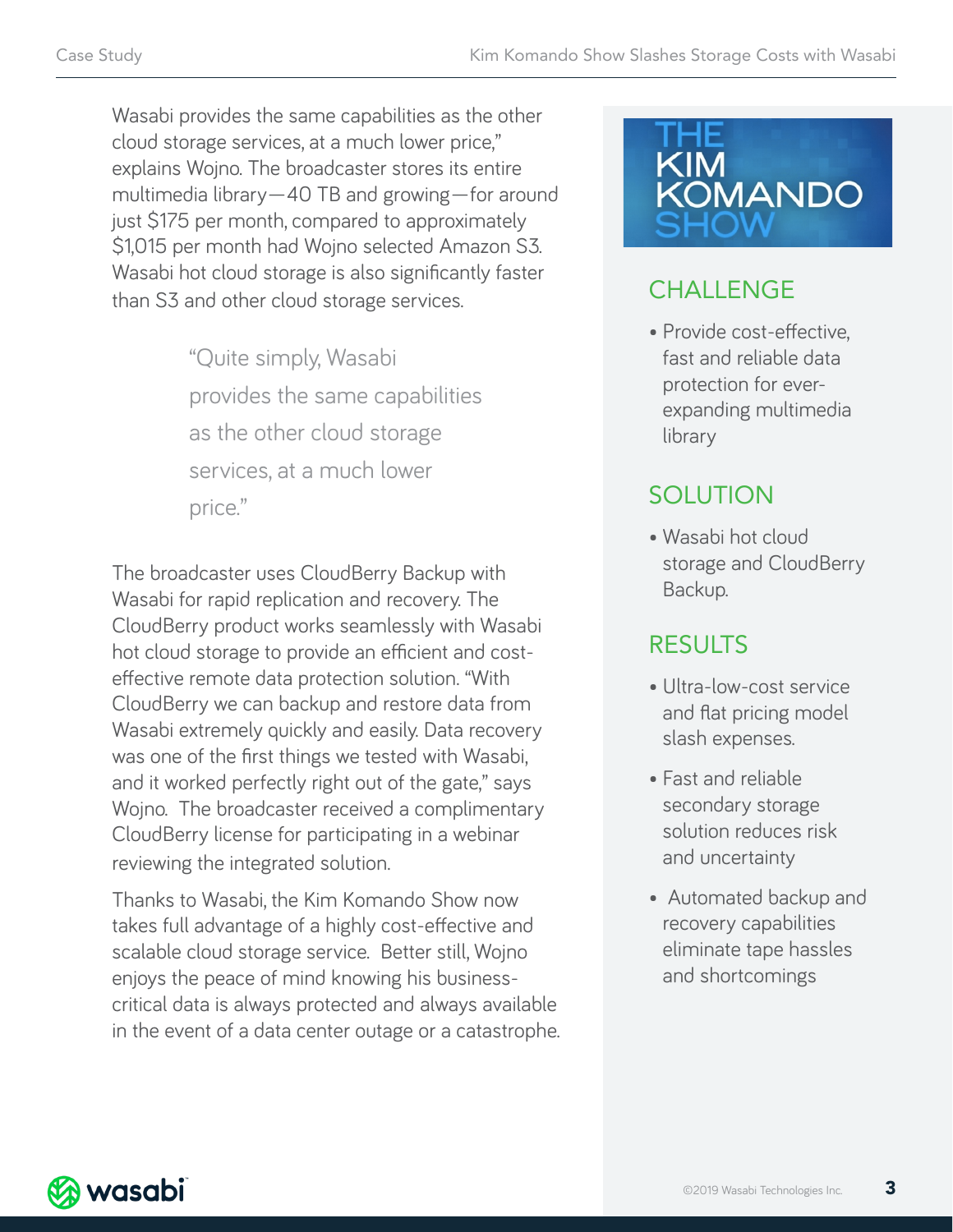Wasabi provides the same capabilities as the other cloud storage services, at a much lower price," explains Wojno. The broadcaster stores its entire multimedia library—40 TB and growing—for around just $175 per month, compared to approximately $1,015 per month had Wojno selected Amazon S3. Wasabi hot cloud storage is also significantly faster than S3 and other cloud storage services.

> "Quite simply, Wasabi provides the same capabilities as the other cloud storage services, at a much lower price."

The broadcaster uses CloudBerry Backup with Wasabi for rapid replication and recovery. The CloudBerry product works seamlessly with Wasabi hot cloud storage to provide an efficient and cost-effective remote data protection solution. "With CloudBerry we can backup and restore data from Wasabi extremely quickly and easily. Data recovery was one of the first things we tested with Wasabi, and it worked perfectly right out of the gate," says Wojno. The broadcaster received a complimentary CloudBerry license for participating in a webinar reviewing the integrated solution.

Thanks to Wasabi, the Kim Komando Show now takes full advantage of a highly cost-effective and scalable cloud storage service. Better still, Wojno enjoys the peace of mind knowing his business-critical data is always protected and always available in the event of a data center outage or a catastrophe.

THE KIM KOMANDO SHOW

## CHALLENGE

- Provide cost-effective, fast and reliable data protection for ever-expanding multimedia library

## SOLUTION

- Wasabi hot cloud storage and CloudBerry Backup.

## RESULTS

- Ultra-low-cost service and flat pricing model slash expenses.
- Fast and reliable secondary storage solution reduces risk and uncertainty
- Automated backup and recovery capabilities eliminate tape hassles and shortcomings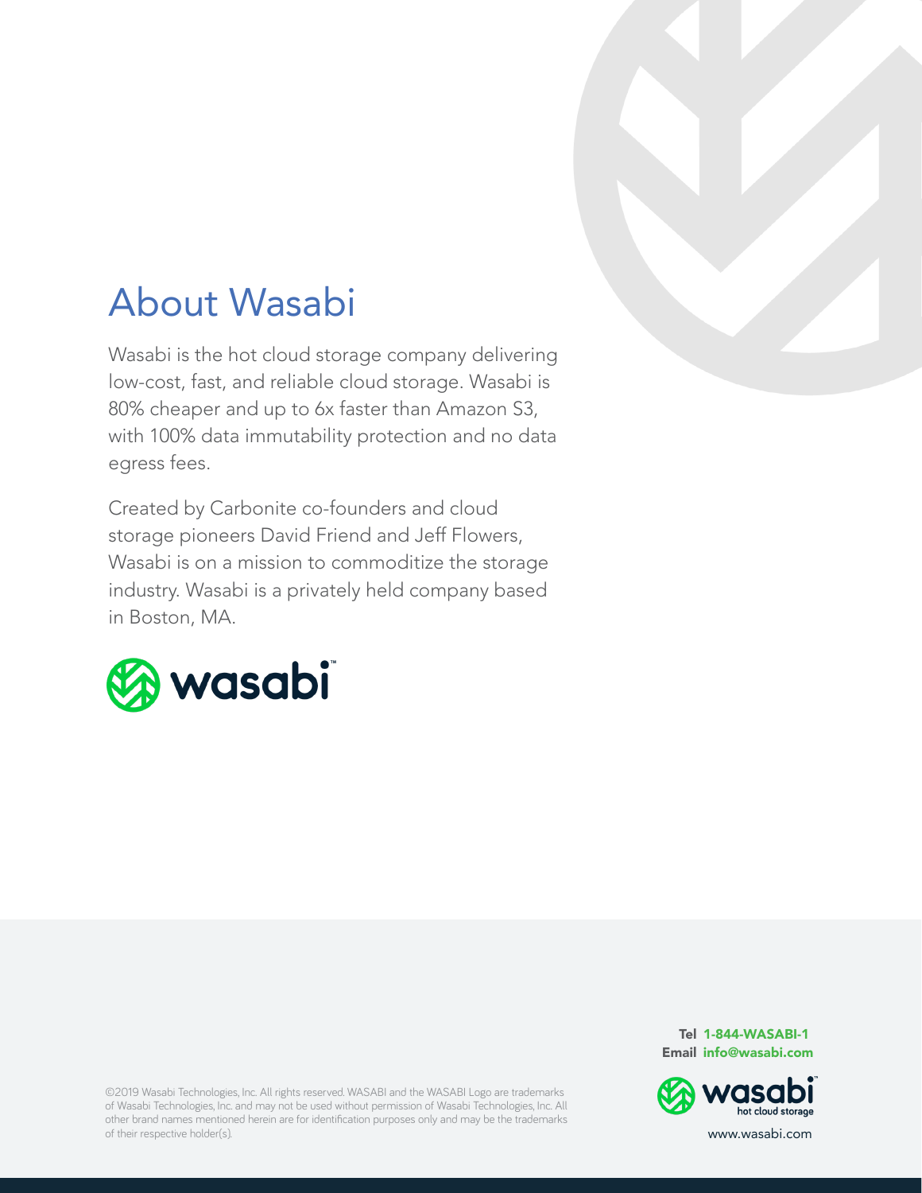# About Wasabi

Wasabi is the hot cloud storage company delivering low-cost, fast, and reliable cloud storage. Wasabi is 80% cheaper and up to 6x faster than Amazon S3, with 100% data immutability protection and no data egress fees.

Created by Carbonite co-founders and cloud storage pioneers David Friend and Jeff Flowers, Wasabi is on a mission to commoditize the storage industry. Wasabi is a privately held company based in Boston, MA.

**Tel** 1-844-WASABI-1
**Email** info@wasabi.com

www.wasabi.com

©2019 Wasabi Technologies, Inc. All rights reserved. WASABI and the WASABI Logo are trademarks of Wasabi Technologies, Inc. and may not be used without permission of Wasabi Technologies, Inc. All other brand names mentioned herein are for identification purposes only and may be the trademarks of their respective holder(s).